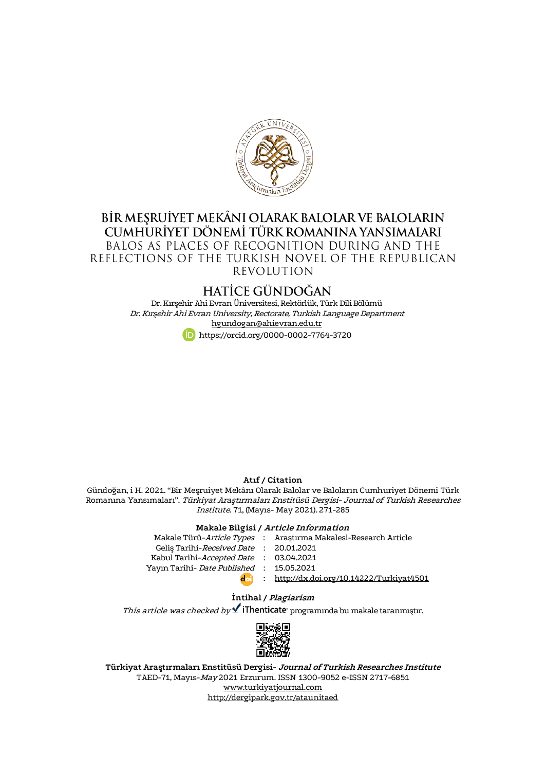# BİR MEŞRUİYET MEKÂNI OLARAK BALOLAR VE BALOLARIN CUMHURİYET DÖNEMİ TÜRK ROMANINA YANSIMALARI

## BALOS AS PLACES OF RECOGNITION DURING AND THE REFLECTIONS OF THE TURKISH NOVEL OF THE REPUBLICAN REVOLUTION

### HATİCE GÜNDOĞAN

Dr. Kırşehir Ahi Evran Üniversitesi, Rektörlük, Türk Dili Bölümü

*Dr. Kırşehir Ahi Evran University, Rectorate, Turkish Language Department*

hgundogan@ahievran.edu.tr

https://orcid.org/0000-0002-7764-3720

**Atıf / Citation**

Gündoğan, i H. 2021. "Bir Meşruiyet Mekânı Olarak Balolar ve Baloların Cumhuriyet Dönemi Türk Romanına Yansımaları". *Türkiyat Araştırmaları Enstitüsü Dergisi- Journal of Turkish Researches Institute*. 71, (Mayıs- May 2021). 271-285

**Makale Bilgisi / *Article Information***

| | | |
|---|---|---|
| Makale Türü-*Article Types* | : | Araştırma Makalesi-Research Article |
| Geliş Tarihi-*Received Date* | : | 20.01.2021 |
| Kabul Tarihi-*Accepted Date* | : | 03.04.2021 |
| Yayın Tarihi- *Date Published* | : | 15.05.2021 |
| doi | : | http://dx.doi.org/10.14222/Turkiyat4501 |

**İntihal / *Plagiarism***

*This article was checked by* iThenticate programında bu makale taranmıştır.

**Türkiyat Araştırmaları Enstitüsü Dergisi- *Journal of Turkish Researches Institute***

TAED-71, Mayıs-*May* 2021 Erzurum. ISSN 1300-9052 e-ISSN 2717-6851

www.turkiyatjournal.com

http://dergipark.gov.tr/ataunitaed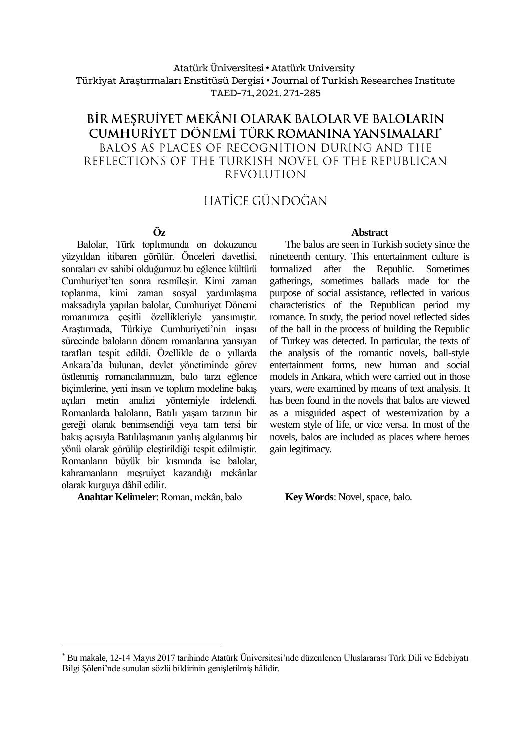# BİR MEŞRUİYET MEKÂNI OLARAK BALOLAR VE BALOLARIN CUMHURİYET DÖNEMİ TÜRK ROMANINA YANSIMALARI[*]

## BALOS AS PLACES OF RECOGNITION DURING AND THE REFLECTIONS OF THE TURKISH NOVEL OF THE REPUBLICAN REVOLUTION

### HATİCE GÜNDOĞAN

**Öz**

Balolar, Türk toplumunda on dokuzuncu yüzyıldan itibaren görülür. Önceleri davetlisi, sonraları ev sahibi olduğumuz bu eğlence kültürü Cumhuriyet'ten sonra resmîleşir. Kimi zaman toplanma, kimi zaman sosyal yardımlaşma maksadıyla yapılan balolar, Cumhuriyet Dönemi romanımıza çeşitli özellikleriyle yansımıştır. Araştırmada, Türkiye Cumhuriyeti'nin inşası sürecinde baloların dönem romanlarına yansıyan tarafları tespit edildi. Özellikle de o yıllarda Ankara'da bulunan, devlet yönetiminde görev üstlenmiş romancılarımızın, balo tarzı eğlence biçimlerine, yeni insan ve toplum modeline bakış açıları metin analizi yöntemiyle irdelendi. Romanlarda baloların, Batılı yaşam tarzının bir gereği olarak benimsendiği veya tam tersi bir bakış açısıyla Batılılaşmanın yanlış algılanmış bir yönü olarak görülüp eleştirildiği tespit edilmiştir. Romanların büyük bir kısmında ise balolar, kahramanların meşruiyet kazandığı mekânlar olarak kurguya dâhil edilir.

**Anahtar Kelimeler**: Roman, mekân, balo

**Abstract**

The balos are seen in Turkish society since the nineteenth century. This entertainment culture is formalized after the Republic. Sometimes gatherings, sometimes ballads made for the purpose of social assistance, reflected in various characteristics of the Republican period my romance. In study, the period novel reflected sides of the ball in the process of building the Republic of Turkey was detected. In particular, the texts of the analysis of the romantic novels, ball-style entertainment forms, new human and social models in Ankara, which were carried out in those years, were examined by means of text analysis. It has been found in the novels that balos are viewed as a misguided aspect of westernization by a western style of life, or vice versa. In most of the novels, balos are included as places where heroes gain legitimacy.

**Key Words**: Novel, space, balo.

---

[*] Bu makale, 12-14 Mayıs 2017 tarihinde Atatürk Üniversitesi'nde düzenlenen Uluslararası Türk Dili ve Edebiyatı Bilgi Şöleni'nde sunulan sözlü bildirinin genişletilmiş hâlidir.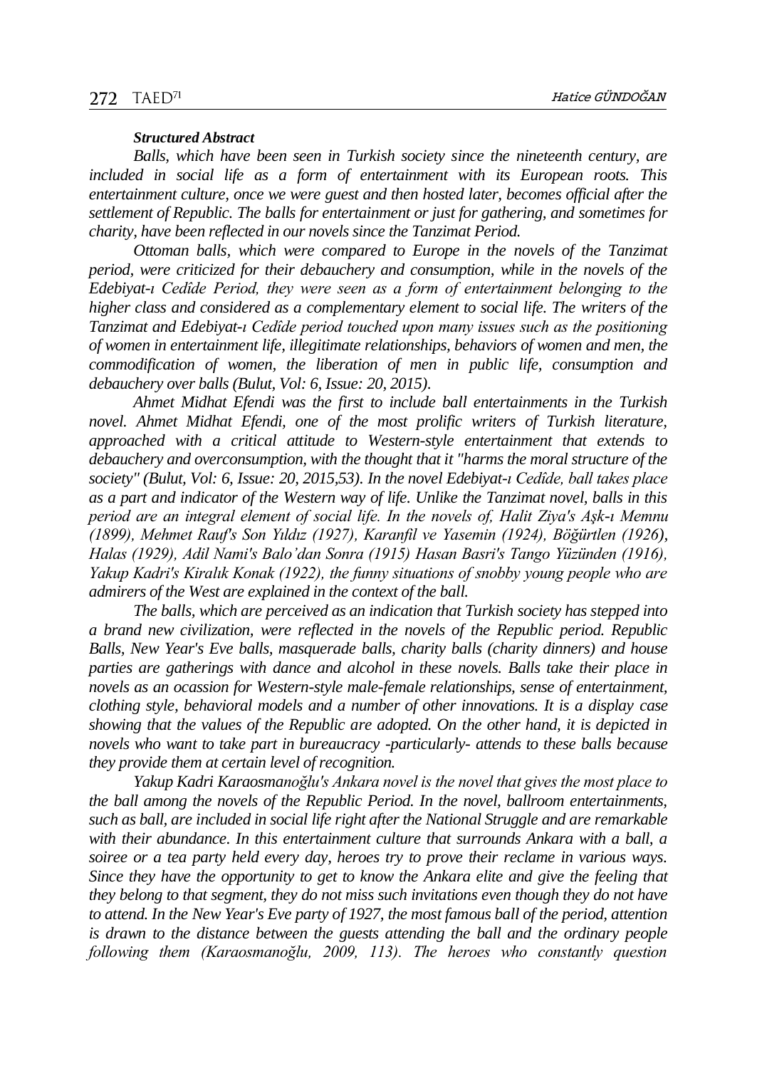***Structured Abstract***

*Balls, which have been seen in Turkish society since the nineteenth century, are included in social life as a form of entertainment with its European roots. This entertainment culture, once we were guest and then hosted later, becomes official after the settlement of Republic. The balls for entertainment or just for gathering, and sometimes for charity, have been reflected in our novels since the Tanzimat Period.*

*Ottoman balls, which were compared to Europe in the novels of the Tanzimat period, were criticized for their debauchery and consumption, while in the novels of the Edebiyat-ı Cedîde Period, they were seen as a form of entertainment belonging to the higher class and considered as a complementary element to social life. The writers of the Tanzimat and Edebiyat-ı Cedîde period touched upon many issues such as the positioning of women in entertainment life, illegitimate relationships, behaviors of women and men, the commodification of women, the liberation of men in public life, consumption and debauchery over balls (Bulut, Vol: 6, Issue: 20, 2015).*

*Ahmet Midhat Efendi was the first to include ball entertainments in the Turkish novel. Ahmet Midhat Efendi, one of the most prolific writers of Turkish literature, approached with a critical attitude to Western-style entertainment that extends to debauchery and overconsumption, with the thought that it "harms the moral structure of the society" (Bulut, Vol: 6, Issue: 20, 2015,53). In the novel Edebiyat-ı Cedîde, ball takes place as a part and indicator of the Western way of life. Unlike the Tanzimat novel, balls in this period are an integral element of social life. In the novels of, Halit Ziya's Aşk-ı Memnu (1899), Mehmet Rauf's Son Yıldız (1927), Karanfil ve Yasemin (1924), Böğürtlen (1926), Halas (1929), Adil Nami's Balo'dan Sonra (1915) Hasan Basri's Tango Yüzünden (1916), Yakup Kadri's Kiralık Konak (1922), the funny situations of snobby young people who are admirers of the West are explained in the context of the ball.*

*The balls, which are perceived as an indication that Turkish society has stepped into a brand new civilization, were reflected in the novels of the Republic period. Republic Balls, New Year's Eve balls, masquerade balls, charity balls (charity dinners) and house parties are gatherings with dance and alcohol in these novels. Balls take their place in novels as an ocassion for Western-style male-female relationships, sense of entertainment, clothing style, behavioral models and a number of other innovations. It is a display case showing that the values of the Republic are adopted. On the other hand, it is depicted in novels who want to take part in bureaucracy -particularly- attends to these balls because they provide them at certain level of recognition.*

*Yakup Kadri Karaosmanoğlu's Ankara novel is the novel that gives the most place to the ball among the novels of the Republic Period. In the novel, ballroom entertainments, such as ball, are included in social life right after the National Struggle and are remarkable with their abundance. In this entertainment culture that surrounds Ankara with a ball, a soiree or a tea party held every day, heroes try to prove their reclame in various ways. Since they have the opportunity to get to know the Ankara elite and give the feeling that they belong to that segment, they do not miss such invitations even though they do not have to attend. In the New Year's Eve party of 1927, the most famous ball of the period, attention is drawn to the distance between the guests attending the ball and the ordinary people following them (Karaosmanoğlu, 2009, 113). The heroes who constantly question*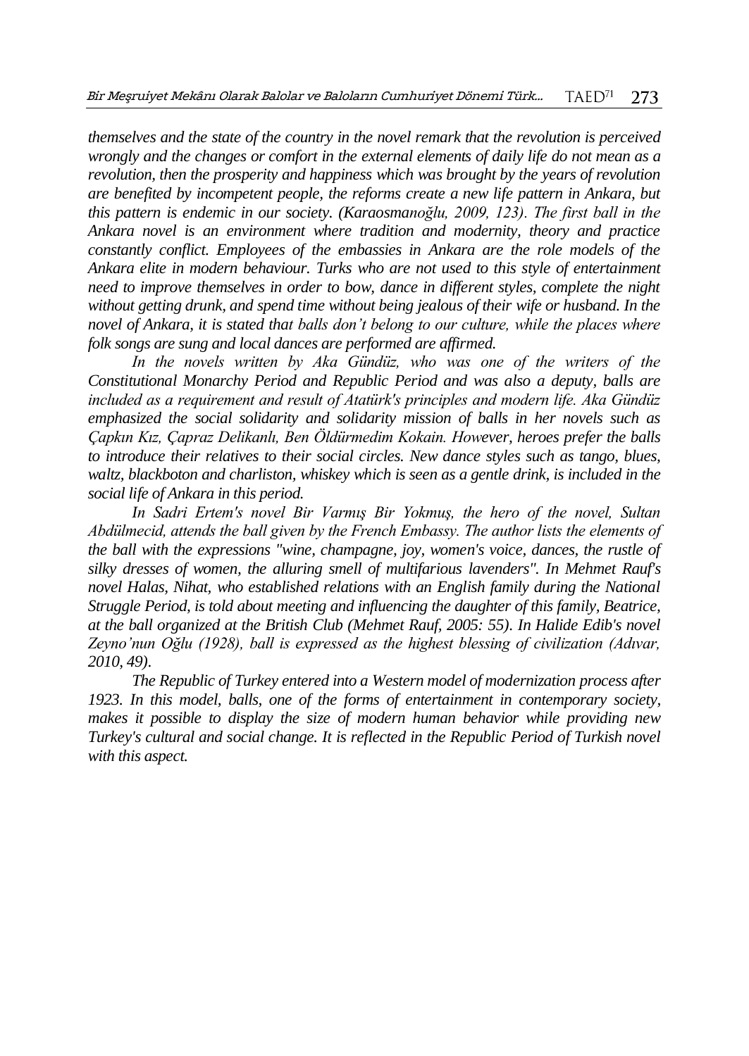*themselves and the state of the country in the novel remark that the revolution is perceived wrongly and the changes or comfort in the external elements of daily life do not mean as a revolution, then the prosperity and happiness which was brought by the years of revolution are benefited by incompetent people, the reforms create a new life pattern in Ankara, but this pattern is endemic in our society. (Karaosmanoğlu, 2009, 123). The first ball in the Ankara novel is an environment where tradition and modernity, theory and practice constantly conflict. Employees of the embassies in Ankara are the role models of the Ankara elite in modern behaviour. Turks who are not used to this style of entertainment need to improve themselves in order to bow, dance in different styles, complete the night without getting drunk, and spend time without being jealous of their wife or husband. In the novel of Ankara, it is stated that balls don't belong to our culture, while the places where folk songs are sung and local dances are performed are affirmed.*

*In the novels written by Aka Gündüz, who was one of the writers of the Constitutional Monarchy Period and Republic Period and was also a deputy, balls are included as a requirement and result of Atatürk's principles and modern life. Aka Gündüz emphasized the social solidarity and solidarity mission of balls in her novels such as Çapkın Kız, Çapraz Delikanlı, Ben Öldürmedim Kokain. However, heroes prefer the balls to introduce their relatives to their social circles. New dance styles such as tango, blues, waltz, blackboton and charliston, whiskey which is seen as a gentle drink, is included in the social life of Ankara in this period.*

*In Sadri Ertem's novel Bir Varmış Bir Yokmuş, the hero of the novel, Sultan Abdülmecid, attends the ball given by the French Embassy. The author lists the elements of the ball with the expressions "wine, champagne, joy, women's voice, dances, the rustle of silky dresses of women, the alluring smell of multifarious lavenders". In Mehmet Rauf's novel Halas, Nihat, who established relations with an English family during the National Struggle Period, is told about meeting and influencing the daughter of this family, Beatrice, at the ball organized at the British Club (Mehmet Rauf, 2005: 55). In Halide Edib's novel Zeyno'nun Oğlu (1928), ball is expressed as the highest blessing of civilization (Adıvar, 2010, 49).*

*The Republic of Turkey entered into a Western model of modernization process after 1923. In this model, balls, one of the forms of entertainment in contemporary society, makes it possible to display the size of modern human behavior while providing new Turkey's cultural and social change. It is reflected in the Republic Period of Turkish novel with this aspect.*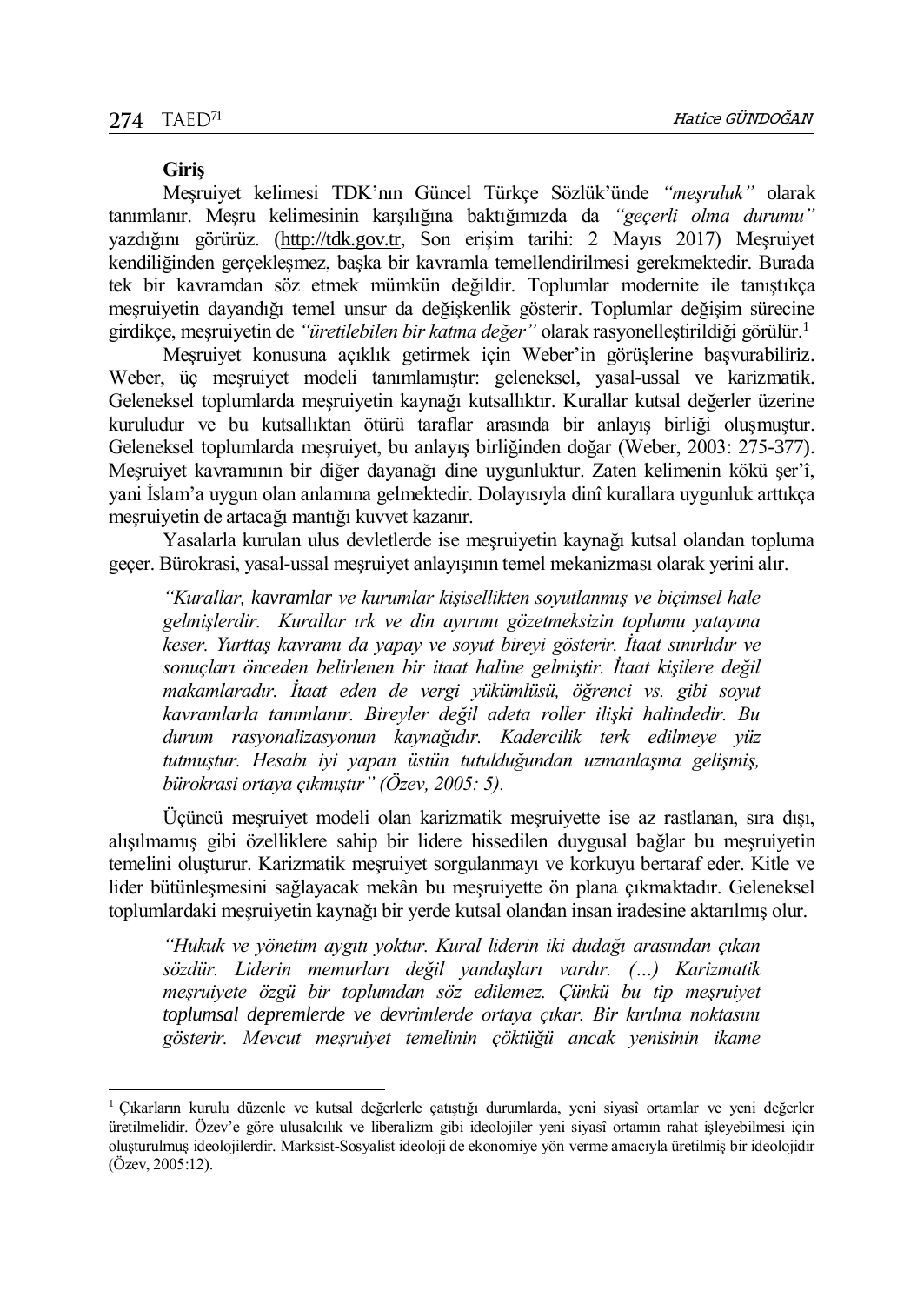**Giriş**

Meşruiyet kelimesi TDK'nın Güncel Türkçe Sözlük'ünde *"meşruluk"* olarak tanımlanır. Meşru kelimesinin karşılığına baktığımızda da *"geçerli olma durumu"* yazdığını görürüz. (http://tdk.gov.tr, Son erişim tarihi: 2 Mayıs 2017) Meşruiyet kendiliğinden gerçekleşmez, başka bir kavramla temellendirilmesi gerekmektedir. Burada tek bir kavramdan söz etmek mümkün değildir. Toplumlar modernite ile tanıştıkça meşruiyetin dayandığı temel unsur da değişkenlik gösterir. Toplumlar değişim sürecine girdikçe, meşruiyetin de *"üretilebilen bir katma değer"* olarak rasyonelleştirildiği görülür.[1]

Meşruiyet konusuna açıklık getirmek için Weber'in görüşlerine başvurabiliriz. Weber, üç meşruiyet modeli tanımlamıştır: geleneksel, yasal-ussal ve karizmatik. Geleneksel toplumlarda meşruiyetin kaynağı kutsallıktır. Kurallar kutsal değerler üzerine kuruludur ve bu kutsallıktan ötürü taraflar arasında bir anlayış birliği oluşmuştur. Geleneksel toplumlarda meşruiyet, bu anlayış birliğinden doğar (Weber, 2003: 275-377). Meşruiyet kavramının bir diğer dayanağı dine uygunluktur. Zaten kelimenin kökü şer'î, yani İslam'a uygun olan anlamına gelmektedir. Dolayısıyla dinî kurallara uygunluk arttıkça meşruiyetin de artacağı mantığı kuvvet kazanır.

Yasalarla kurulan ulus devletlerde ise meşruiyetin kaynağı kutsal olandan topluma geçer. Bürokrasi, yasal-ussal meşruiyet anlayışının temel mekanizması olarak yerini alır.

> *"Kurallar, kavramlar ve kurumlar kişisellikten soyutlanmış ve biçimsel hale gelmişlerdir. Kurallar ırk ve din ayırımı gözetmeksizin toplumu yatayına keser. Yurttaş kavramı da yapay ve soyut bireyi gösterir. İtaat sınırlıdır ve sonuçları önceden belirlenen bir itaat haline gelmiştir. İtaat kişilere değil makamlaradır. İtaat eden de vergi yükümlüsü, öğrenci vs. gibi soyut kavramlarla tanımlanır. Bireyler değil adeta roller ilişki halindedir. Bu durum rasyonalizasyonun kaynağıdır. Kadercilik terk edilmeye yüz tutmuştur. Hesabı iyi yapan üstün tutulduğundan uzmanlaşma gelişmiş, bürokrasi ortaya çıkmıştır" (Özev, 2005: 5).*

Üçüncü meşruiyet modeli olan karizmatik meşruiyette ise az rastlanan, sıra dışı, alışılmamış gibi özelliklere sahip bir lidere hissedilen duygusal bağlar bu meşruiyetin temelini oluşturur. Karizmatik meşruiyet sorgulanmayı ve korkuyu bertaraf eder. Kitle ve lider bütünleşmesini sağlayacak mekân bu meşruiyette ön plana çıkmaktadır. Geleneksel toplumlardaki meşruiyetin kaynağı bir yerde kutsal olandan insan iradesine aktarılmış olur.

> *"Hukuk ve yönetim aygıtı yoktur. Kural liderin iki dudağı arasından çıkan sözdür. Liderin memurları değil yandaşları vardır. (…) Karizmatik meşruiyete özgü bir toplumdan söz edilemez. Çünkü bu tip meşruiyet toplumsal depremlerde ve devrimlerde ortaya çıkar. Bir kırılma noktasını gösterir. Mevcut meşruiyet temelinin çöktüğü ancak yenisinin ikame*

---

[1] Çıkarların kurulu düzenle ve kutsal değerlerle çatıştığı durumlarda, yeni siyasî ortamlar ve yeni değerler üretilmelidir. Özev'e göre ulusalcılık ve liberalizm gibi ideolojiler yeni siyasî ortamın rahat işleyebilmesi için oluşturulmuş ideolojilerdir. Marksist-Sosyalist ideoloji de ekonomiye yön verme amacıyla üretilmiş bir ideolojidir (Özev, 2005:12).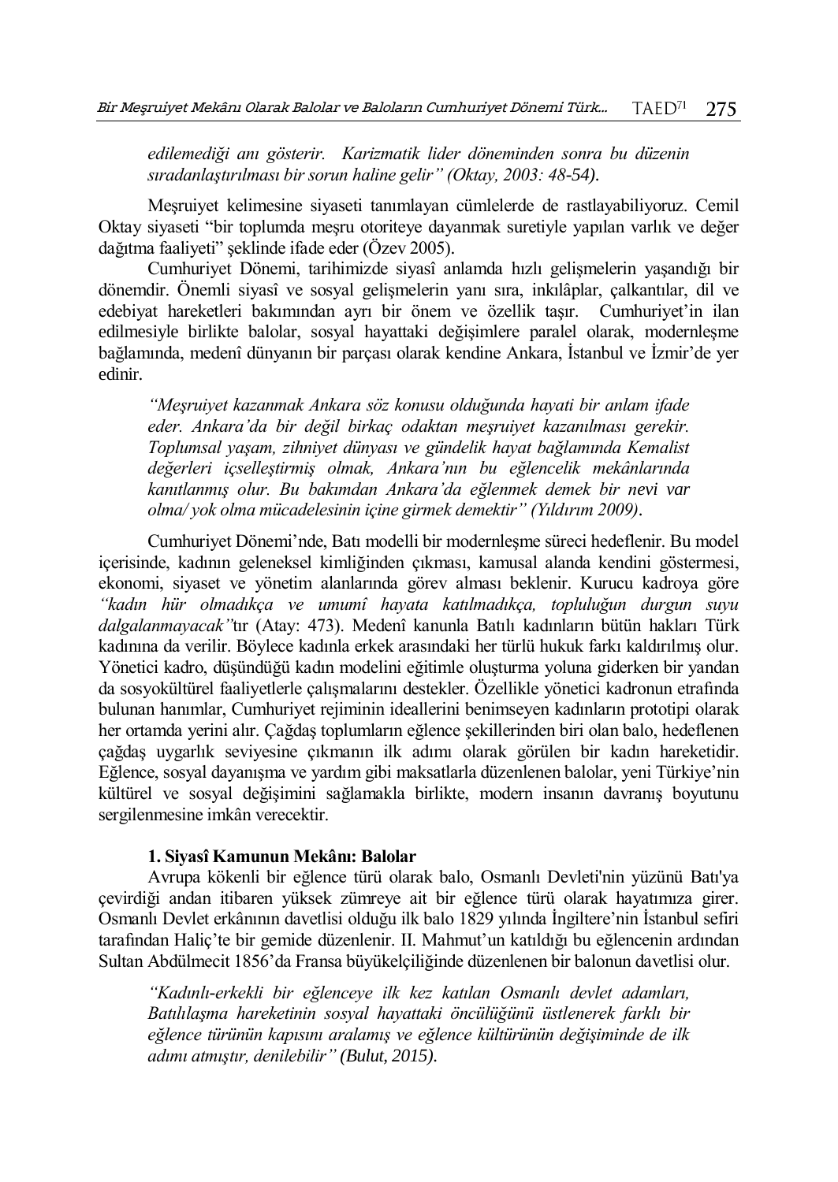*edilemediği anı gösterir. Karizmatik lider döneminden sonra bu düzenin sıradanlaştırılması bir sorun haline gelir" (Oktay, 2003: 48-54).*

Meşruiyet kelimesine siyaseti tanımlayan cümlelerde de rastlayabiliyoruz. Cemil Oktay siyaseti "bir toplumda meşru otoriteye dayanmak suretiyle yapılan varlık ve değer dağıtma faaliyeti" şeklinde ifade eder (Özev 2005).

Cumhuriyet Dönemi, tarihimizde siyasî anlamda hızlı gelişmelerin yaşandığı bir dönemdir. Önemli siyasî ve sosyal gelişmelerin yanı sıra, inkılâplar, çalkantılar, dil ve edebiyat hareketleri bakımından ayrı bir önem ve özellik taşır. Cumhuriyet'in ilan edilmesiyle birlikte balolar, sosyal hayattaki değişimlere paralel olarak, modernleşme bağlamında, medenî dünyanın bir parçası olarak kendine Ankara, İstanbul ve İzmir'de yer edinir.

> *"Meşruiyet kazanmak Ankara söz konusu olduğunda hayati bir anlam ifade eder. Ankara'da bir değil birkaç odaktan meşruiyet kazanılması gerekir. Toplumsal yaşam, zihniyet dünyası ve gündelik hayat bağlamında Kemalist değerleri içselleştirmiş olmak, Ankara'nın bu eğlencelik mekânlarında kanıtlanmış olur. Bu bakımdan Ankara'da eğlenmek demek bir nevi var olma/ yok olma mücadelesinin içine girmek demektir" (Yıldırım 2009).*

Cumhuriyet Dönemi'nde, Batı modelli bir modernleşme süreci hedeflenir. Bu model içerisinde, kadının geleneksel kimliğinden çıkması, kamusal alanda kendini göstermesi, ekonomi, siyaset ve yönetim alanlarında görev alması beklenir. Kurucu kadroya göre *"kadın hür olmadıkça ve umumî hayata katılmadıkça, topluluğun durgun suyu dalgalanmayacak"*tır (Atay: 473). Medenî kanunla Batılı kadınların bütün hakları Türk kadınına da verilir. Böylece kadınla erkek arasındaki her türlü hukuk farkı kaldırılmış olur. Yönetici kadro, düşündüğü kadın modelini eğitimle oluşturma yoluna giderken bir yandan da sosyokültürel faaliyetlerle çalışmalarını destekler. Özellikle yönetici kadronun etrafında bulunan hanımlar, Cumhuriyet rejiminin ideallerini benimseyen kadınların prototipi olarak her ortamda yerini alır. Çağdaş toplumların eğlence şekillerinden biri olan balo, hedeflenen çağdaş uygarlık seviyesine çıkmanın ilk adımı olarak görülen bir kadın hareketidir. Eğlence, sosyal dayanışma ve yardım gibi maksatlarla düzenlenen balolar, yeni Türkiye'nin kültürel ve sosyal değişimini sağlamakla birlikte, modern insanın davranış boyutunu sergilenmesine imkân verecektir.

## 1. Siyasî Kamunun Mekânı: Balolar

Avrupa kökenli bir eğlence türü olarak balo, Osmanlı Devleti'nin yüzünü Batı'ya çevirdiği andan itibaren yüksek zümreye ait bir eğlence türü olarak hayatımıza girer. Osmanlı Devlet erkânının davetlisi olduğu ilk balo 1829 yılında İngiltere'nin İstanbul sefiri tarafından Haliç'te bir gemide düzenlenir. II. Mahmut'un katıldığı bu eğlencenin ardından Sultan Abdülmecit 1856'da Fransa büyükelçiliğinde düzenlenen bir balonun davetlisi olur.

> *"Kadınlı-erkekli bir eğlenceye ilk kez katılan Osmanlı devlet adamları, Batılılaşma hareketinin sosyal hayattaki öncülüğünü üstlenerek farklı bir eğlence türünün kapısını aralamış ve eğlence kültürünün değişiminde de ilk adımı atmıştır, denilebilir" (Bulut, 2015).*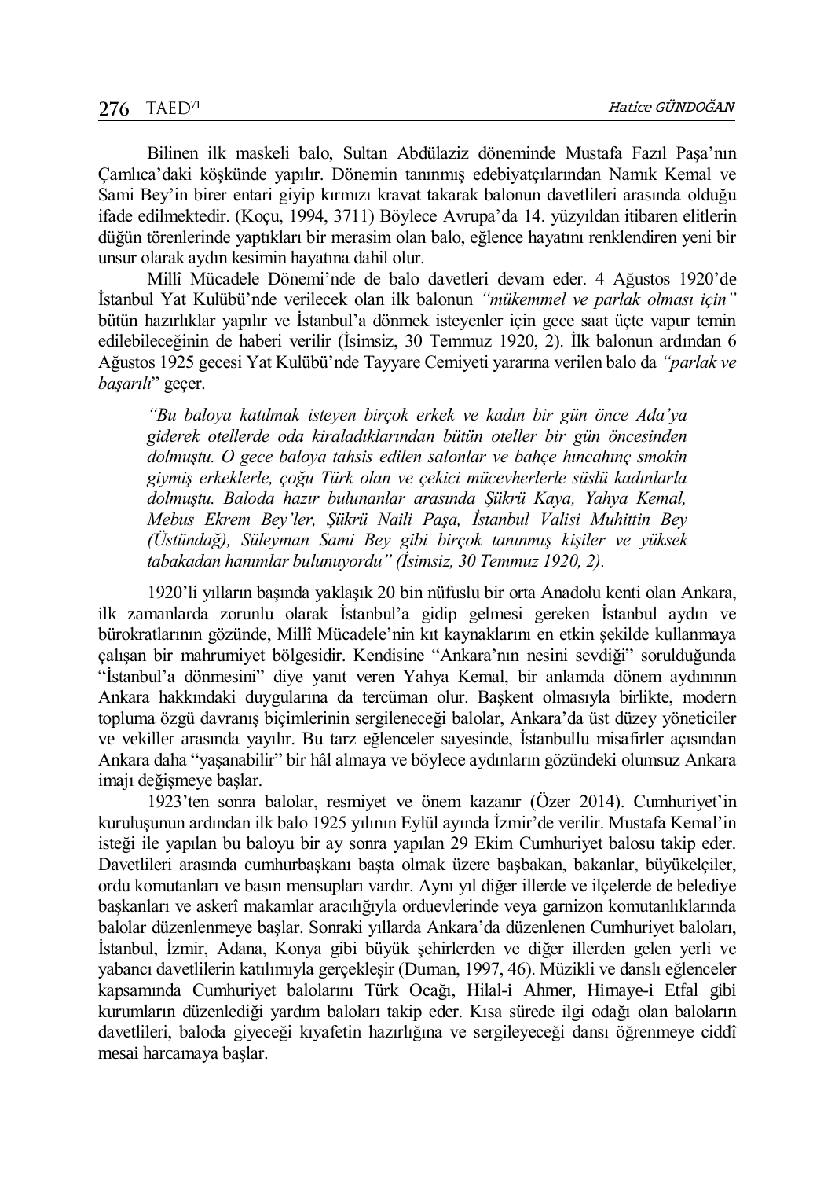Bilinen ilk maskeli balo, Sultan Abdülaziz döneminde Mustafa Fazıl Paşa'nın Çamlıca'daki köşkünde yapılır. Dönemin tanınmış edebiyatçılarından Namık Kemal ve Sami Bey'in birer entari giyip kırmızı kravat takarak balonun davetlileri arasında olduğu ifade edilmektedir. (Koçu, 1994, 3711) Böylece Avrupa'da 14. yüzyıldan itibaren elitlerin düğün törenlerinde yaptıkları bir merasim olan balo, eğlence hayatını renklendiren yeni bir unsur olarak aydın kesimin hayatına dahil olur.

Millî Mücadele Dönemi'nde de balo davetleri devam eder. 4 Ağustos 1920'de İstanbul Yat Kulübü'nde verilecek olan ilk balonun *"mükemmel ve parlak olması için"* bütün hazırlıklar yapılır ve İstanbul'a dönmek isteyenler için gece saat üçte vapur temin edilebileceğinin de haberi verilir (İsimsiz, 30 Temmuz 1920, 2). İlk balonun ardından 6 Ağustos 1925 gecesi Yat Kulübü'nde Tayyare Cemiyeti yararına verilen balo da *"parlak ve başarılı"* geçer.

> *"Bu baloya katılmak isteyen birçok erkek ve kadın bir gün önce Ada'ya giderek otellerde oda kiraladıklarından bütün oteller bir gün öncesinden dolmuştu. O gece baloya tahsis edilen salonlar ve bahçe hıncahınç smokin giymiş erkeklerle, çoğu Türk olan ve çekici mücevherlerle süslü kadınlarla dolmuştu. Baloda hazır bulunanlar arasında Şükrü Kaya, Yahya Kemal, Mebus Ekrem Bey'ler, Şükrü Naili Paşa, İstanbul Valisi Muhittin Bey (Üstündağ), Süleyman Sami Bey gibi birçok tanınmış kişiler ve yüksek tabakadan hanımlar bulunuyordu" (İsimsiz, 30 Temmuz 1920, 2).*

1920'li yılların başında yaklaşık 20 bin nüfuslu bir orta Anadolu kenti olan Ankara, ilk zamanlarda zorunlu olarak İstanbul'a gidip gelmesi gereken İstanbul aydın ve bürokratlarının gözünde, Millî Mücadele'nin kıt kaynaklarını en etkin şekilde kullanmaya çalışan bir mahrumiyet bölgesidir. Kendisine "Ankara'nın nesini sevdiği" sorulduğunda "İstanbul'a dönmesini" diye yanıt veren Yahya Kemal, bir anlamda dönem aydınının Ankara hakkındaki duygularına da tercüman olur. Başkent olmasıyla birlikte, modern topluma özgü davranış biçimlerinin sergileneceği balolar, Ankara'da üst düzey yöneticiler ve vekiller arasında yayılır. Bu tarz eğlenceler sayesinde, İstanbullu misafirler açısından Ankara daha "yaşanabilir" bir hâl almaya ve böylece aydınların gözündeki olumsuz Ankara imajı değişmeye başlar.

1923'ten sonra balolar, resmiyet ve önem kazanır (Özer 2014). Cumhuriyet'in kuruluşunun ardından ilk balo 1925 yılının Eylül ayında İzmir'de verilir. Mustafa Kemal'in isteği ile yapılan bu baloyu bir ay sonra yapılan 29 Ekim Cumhuriyet balosu takip eder. Davetlileri arasında cumhurbaşkanı başta olmak üzere başbakan, bakanlar, büyükelçiler, ordu komutanları ve basın mensupları vardır. Aynı yıl diğer illerde ve ilçelerde de belediye başkanları ve askerî makamlar aracılığıyla orduevlerinde veya garnizon komutanlıklarında balolar düzenlenmeye başlar. Sonraki yıllarda Ankara'da düzenlenen Cumhuriyet baloları, İstanbul, İzmir, Adana, Konya gibi büyük şehirlerden ve diğer illerden gelen yerli ve yabancı davetlilerin katılımıyla gerçekleşir (Duman, 1997, 46). Müzikli ve danslı eğlenceler kapsamında Cumhuriyet balolarını Türk Ocağı, Hilal-i Ahmer, Himaye-i Etfal gibi kurumların düzenlediği yardım baloları takip eder. Kısa sürede ilgi odağı olan baloların davetlileri, baloda giyeceği kıyafetin hazırlığına ve sergileyeceği dansı öğrenmeye ciddî mesai harcamaya başlar.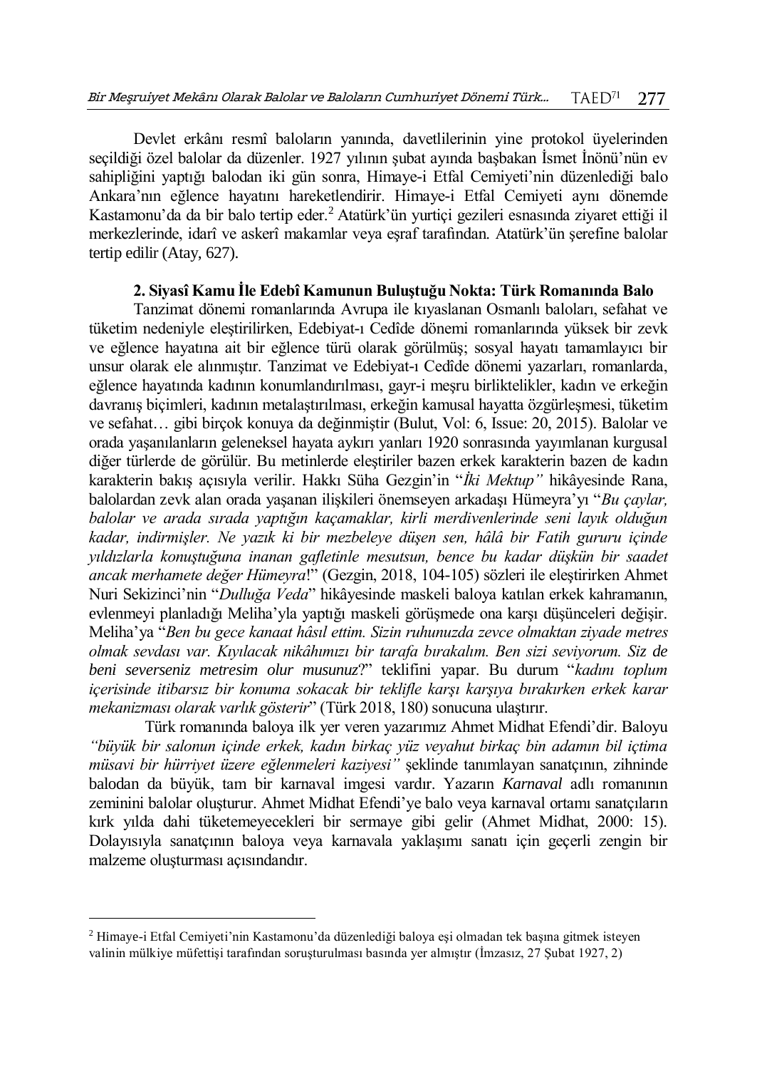Devlet erkânı resmî baloların yanında, davetlilerinin yine protokol üyelerinden seçildiği özel balolar da düzenler. 1927 yılının şubat ayında başbakan İsmet İnönü'nün ev sahipliğini yaptığı balodan iki gün sonra, Himaye-i Etfal Cemiyeti'nin düzenlediği balo Ankara'nın eğlence hayatını hareketlendirir. Himaye-i Etfal Cemiyeti aynı dönemde Kastamonu'da da bir balo tertip eder.[2] Atatürk'ün yurtiçi gezileri esnasında ziyaret ettiği il merkezlerinde, idarî ve askerî makamlar veya eşraf tarafından. Atatürk'ün şerefine balolar tertip edilir (Atay, 627).

## 2. Siyasî Kamu İle Edebî Kamunun Buluştuğu Nokta: Türk Romanında Balo

Tanzimat dönemi romanlarında Avrupa ile kıyaslanan Osmanlı baloları, sefahat ve tüketim nedeniyle eleştirilirken, Edebiyat-ı Cedîde dönemi romanlarında yüksek bir zevk ve eğlence hayatına ait bir eğlence türü olarak görülmüş; sosyal hayatı tamamlayıcı bir unsur olarak ele alınmıştır. Tanzimat ve Edebiyat-ı Cedîde dönemi yazarları, romanlarda, eğlence hayatında kadının konumlandırılması, gayr-i meşru birliktelikler, kadın ve erkeğin davranış biçimleri, kadının metalaştırılması, erkeğin kamusal hayatta özgürleşmesi, tüketim ve sefahat… gibi birçok konuya da değinmiştir (Bulut, Vol: 6, Issue: 20, 2015). Balolar ve orada yaşanılanların geleneksel hayata aykırı yanları 1920 sonrasında yayımlanan kurgusal diğer türlerde de görülür. Bu metinlerde eleştiriler bazen erkek karakterin bazen de kadın karakterin bakış açısıyla verilir. Hakkı Süha Gezgin'in "*İki Mektup"* hikâyesinde Rana, balolardan zevk alan orada yaşanan ilişkileri önemseyen arkadaşı Hümeyra'yı "*Bu çaylar, balolar ve arada sırada yaptığın kaçamaklar, kirli merdivenlerinde seni layık olduğun kadar, indirmişler. Ne yazık ki bir mezbeleye düşen sen, hâlâ bir Fatih gururu içinde yıldızlarla konuştuğuna inanan gafletinle mesutsun, bence bu kadar düşkün bir saadet ancak merhamete değer Hümeyra*!" (Gezgin, 2018, 104-105) sözleri ile eleştirirken Ahmet Nuri Sekizinci'nin "*Dulluğa Veda*" hikâyesinde maskeli baloya katılan erkek kahramanın, evlenmeyi planladığı Meliha'yla yaptığı maskeli görüşmede ona karşı düşünceleri değişir. Meliha'ya "*Ben bu gece kanaat hâsıl ettim. Sizin ruhunuzda zevce olmaktan ziyade metres olmak sevdası var. Kıyılacak nikâhımızı bir tarafa bırakalım. Ben sizi seviyorum. Siz de beni severseniz metresim olur musunuz*?" teklifini yapar. Bu durum "*kadını toplum içerisinde itibarsız bir konuma sokacak bir teklifle karşı karşıya bırakırken erkek karar mekanizması olarak varlık gösterir*" (Türk 2018, 180) sonucuna ulaştırır.

Türk romanında baloya ilk yer veren yazarımız Ahmet Midhat Efendi'dir. Baloyu *"büyük bir salonun içinde erkek, kadın birkaç yüz veyahut birkaç bin adamın bil içtima müsavi bir hürriyet üzere eğlenmeleri kaziyesi"* şeklinde tanımlayan sanatçının, zihninde balodan da büyük, tam bir karnaval imgesi vardır. Yazarın *Karnaval* adlı romanının zeminini balolar oluşturur. Ahmet Midhat Efendi'ye balo veya karnaval ortamı sanatçıların kırk yılda dahi tüketemeyecekleri bir sermaye gibi gelir (Ahmet Midhat, 2000: 15). Dolayısıyla sanatçının baloya veya karnavala yaklaşımı sanatı için geçerli zengin bir malzeme oluşturması açısındandır.

---

[2] Himaye-i Etfal Cemiyeti'nin Kastamonu'da düzenlediği baloya eşi olmadan tek başına gitmek isteyen valinin mülkiye müfettişi tarafından soruşturulması basında yer almıştır (İmzasız, 27 Şubat 1927, 2)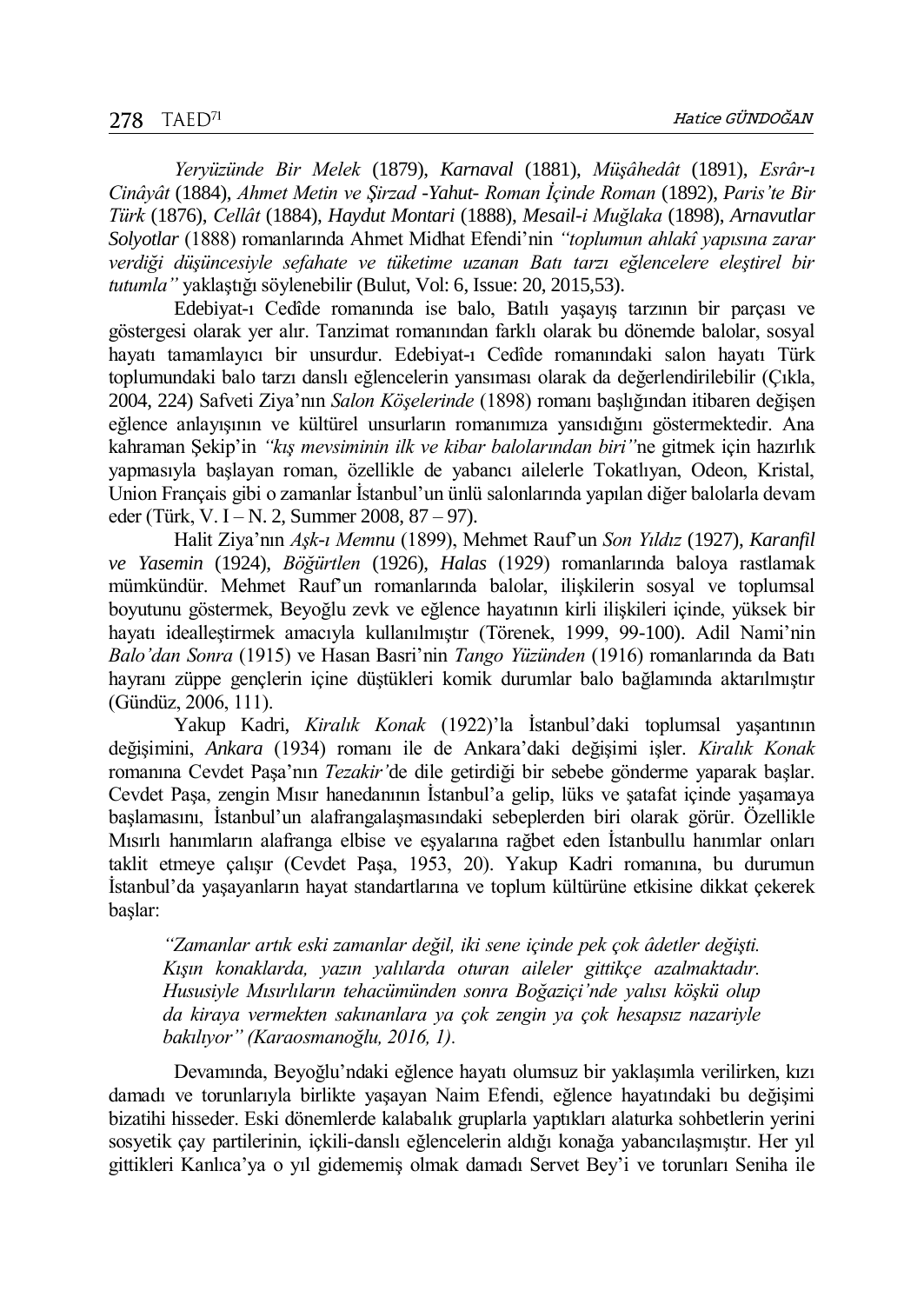*Yeryüzünde Bir Melek* (1879), *Karnaval* (1881), *Müşâhedât* (1891), *Esrâr-ı Cinâyât* (1884), *Ahmet Metin ve Şirzad -Yahut- Roman İçinde Roman* (1892), *Paris'te Bir Türk* (1876), *Cellât* (1884), *Haydut Montari* (1888), *Mesail-i Muğlaka* (1898), *Arnavutlar Solyotlar* (1888) romanlarında Ahmet Midhat Efendi'nin *"toplumun ahlakî yapısına zarar verdiği düşüncesiyle sefahate ve tüketime uzanan Batı tarzı eğlencelere eleştirel bir tutumla"* yaklaştığı söylenebilir (Bulut, Vol: 6, Issue: 20, 2015,53).

Edebiyat-ı Cedîde romanında ise balo, Batılı yaşayış tarzının bir parçası ve göstergesi olarak yer alır. Tanzimat romanından farklı olarak bu dönemde balolar, sosyal hayatı tamamlayıcı bir unsurdur. Edebiyat-ı Cedîde romanındaki salon hayatı Türk toplumundaki balo tarzı danslı eğlencelerin yansıması olarak da değerlendirilebilir (Çıkla, 2004, 224) Safveti Ziya'nın *Salon Köşelerinde* (1898) romanı başlığından itibaren değişen eğlence anlayışının ve kültürel unsurların romanımıza yansıdığını göstermektedir. Ana kahraman Şekip'in *"kış mevsiminin ilk ve kibar balolarından biri"*ne gitmek için hazırlık yapmasıyla başlayan roman, özellikle de yabancı ailelerle Tokatlıyan, Odeon, Kristal, Union Français gibi o zamanlar İstanbul'un ünlü salonlarında yapılan diğer balolarla devam eder (Türk, V. I – N. 2, Summer 2008, 87 – 97).

Halit Ziya'nın *Aşk-ı Memnu* (1899), Mehmet Rauf'un *Son Yıldız* (1927), *Karanfil ve Yasemin* (1924), *Böğürtlen* (1926), *Halas* (1929) romanlarında baloya rastlamak mümkündür. Mehmet Rauf'un romanlarında balolar, ilişkilerin sosyal ve toplumsal boyutunu göstermek, Beyoğlu zevk ve eğlence hayatının kirli ilişkileri içinde, yüksek bir hayatı idealleştirmek amacıyla kullanılmıştır (Törenek, 1999, 99-100). Adil Nami'nin *Balo'dan Sonra* (1915) ve Hasan Basri'nin *Tango Yüzünden* (1916) romanlarında da Batı hayranı züppe gençlerin içine düştükleri komik durumlar balo bağlamında aktarılmıştır (Gündüz, 2006, 111).

Yakup Kadri, *Kiralık Konak* (1922)'la İstanbul'daki toplumsal yaşantının değişimini, *Ankara* (1934) romanı ile de Ankara'daki değişimi işler. *Kiralık Konak* romanına Cevdet Paşa'nın *Tezakir'*de dile getirdiği bir sebebe gönderme yaparak başlar. Cevdet Paşa, zengin Mısır hanedanının İstanbul'a gelip, lüks ve şatafat içinde yaşamaya başlamasını, İstanbul'un alafrangalaşmasındaki sebeplerden biri olarak görür. Özellikle Mısırlı hanımların alafranga elbise ve eşyalarına rağbet eden İstanbullu hanımlar onları taklit etmeye çalışır (Cevdet Paşa, 1953, 20). Yakup Kadri romanına, bu durumun İstanbul'da yaşayanların hayat standartlarına ve toplum kültürüne etkisine dikkat çekerek başlar:

> *"Zamanlar artık eski zamanlar değil, iki sene içinde pek çok âdetler değişti. Kışın konaklarda, yazın yalılarda oturan aileler gittikçe azalmaktadır. Hususiyle Mısırlıların tehacümünden sonra Boğaziçi'nde yalısı köşkü olup da kiraya vermekten sakınanlara ya çok zengin ya çok hesapsız nazariyle bakılıyor" (Karaosmanoğlu, 2016, 1).*

Devamında, Beyoğlu'ndaki eğlence hayatı olumsuz bir yaklaşımla verilirken, kızı damadı ve torunlarıyla birlikte yaşayan Naim Efendi, eğlence hayatındaki bu değişimi bizatihi hisseder. Eski dönemlerde kalabalık gruplarla yaptıkları alaturka sohbetlerin yerini sosyetik çay partilerinin, içkili-danslı eğlencelerin aldığı konağa yabancılaşmıştır. Her yıl gittikleri Kanlıca'ya o yıl gidememiş olmak damadı Servet Bey'i ve torunları Seniha ile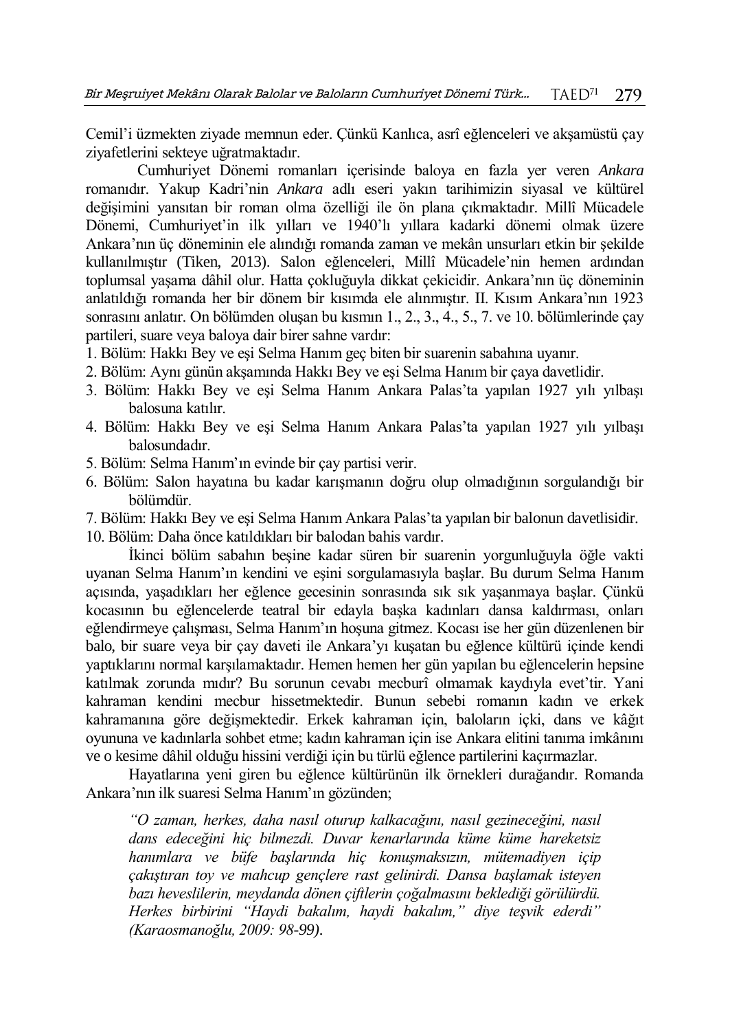Cemil'i üzmekten ziyade memnun eder. Çünkü Kanlıca, asrî eğlenceleri ve akşamüstü çay ziyafetlerini sekteye uğratmaktadır.

Cumhuriyet Dönemi romanları içerisinde baloya en fazla yer veren *Ankara* romanıdır. Yakup Kadri'nin *Ankara* adlı eseri yakın tarihimizin siyasal ve kültürel değişimini yansıtan bir roman olma özelliği ile ön plana çıkmaktadır. Millî Mücadele Dönemi, Cumhuriyet'in ilk yılları ve 1940'lı yıllara kadarki dönemi olmak üzere Ankara'nın üç döneminin ele alındığı romanda zaman ve mekân unsurları etkin bir şekilde kullanılmıştır (Tiken, 2013). Salon eğlenceleri, Millî Mücadele'nin hemen ardından toplumsal yaşama dâhil olur. Hatta çokluğuyla dikkat çekicidir. Ankara'nın üç döneminin anlatıldığı romanda her bir dönem bir kısımda ele alınmıştır. II. Kısım Ankara'nın 1923 sonrasını anlatır. On bölümden oluşan bu kısmın 1., 2., 3., 4., 5., 7. ve 10. bölümlerinde çay partileri, suare veya baloya dair birer sahne vardır:

1. Bölüm: Hakkı Bey ve eşi Selma Hanım geç biten bir suarenin sabahına uyanır.
2. Bölüm: Aynı günün akşamında Hakkı Bey ve eşi Selma Hanım bir çaya davetlidir.
3. Bölüm: Hakkı Bey ve eşi Selma Hanım Ankara Palas'ta yapılan 1927 yılı yılbaşı balosuna katılır.
4. Bölüm: Hakkı Bey ve eşi Selma Hanım Ankara Palas'ta yapılan 1927 yılı yılbaşı balosundadır.
5. Bölüm: Selma Hanım'ın evinde bir çay partisi verir.
6. Bölüm: Salon hayatına bu kadar karışmanın doğru olup olmadığının sorgulandığı bir bölümdür.
7. Bölüm: Hakkı Bey ve eşi Selma Hanım Ankara Palas'ta yapılan bir balonun davetlisidir.
10. Bölüm: Daha önce katıldıkları bir balodan bahis vardır.

İkinci bölüm sabahın beşine kadar süren bir suarenin yorgunluğuyla öğle vakti uyanan Selma Hanım'ın kendini ve eşini sorgulamasıyla başlar. Bu durum Selma Hanım açısında, yaşadıkları her eğlence gecesinin sonrasında sık sık yaşanmaya başlar. Çünkü kocasının bu eğlencelerde teatral bir edayla başka kadınları dansa kaldırması, onları eğlendirmeye çalışması, Selma Hanım'ın hoşuna gitmez. Kocası ise her gün düzenlenen bir balo, bir suare veya bir çay daveti ile Ankara'yı kuşatan bu eğlence kültürü içinde kendi yaptıklarını normal karşılamaktadır. Hemen hemen her gün yapılan bu eğlencelerin hepsine katılmak zorunda mıdır? Bu sorunun cevabı mecburî olmamak kaydıyla evet'tir. Yani kahraman kendini mecbur hissetmektedir. Bunun sebebi romanın kadın ve erkek kahramanına göre değişmektedir. Erkek kahraman için, baloların içki, dans ve kâğıt oyununa ve kadınlarla sohbet etme; kadın kahraman için ise Ankara elitini tanıma imkânını ve o kesime dâhil olduğu hissini verdiği için bu türlü eğlence partilerini kaçırmazlar.

Hayatlarına yeni giren bu eğlence kültürünün ilk örnekleri durağandır. Romanda Ankara'nın ilk suaresi Selma Hanım'ın gözünden;

> *"O zaman, herkes, daha nasıl oturup kalkacağını, nasıl gezineceğini, nasıl dans edeceğini hiç bilmezdi. Duvar kenarlarında küme küme hareketsiz hanımlara ve büfe başlarında hiç konuşmaksızın, mütemadiyen içip çakıştıran toy ve mahcup gençlere rast gelinirdi. Dansa başlamak isteyen bazı heveslilerin, meydanda dönen çiftlerin çoğalmasını beklediği görülürdü. Herkes birbirini "Haydi bakalım, haydi bakalım," diye teşvik ederdi" (Karaosmanoğlu, 2009: 98-99).*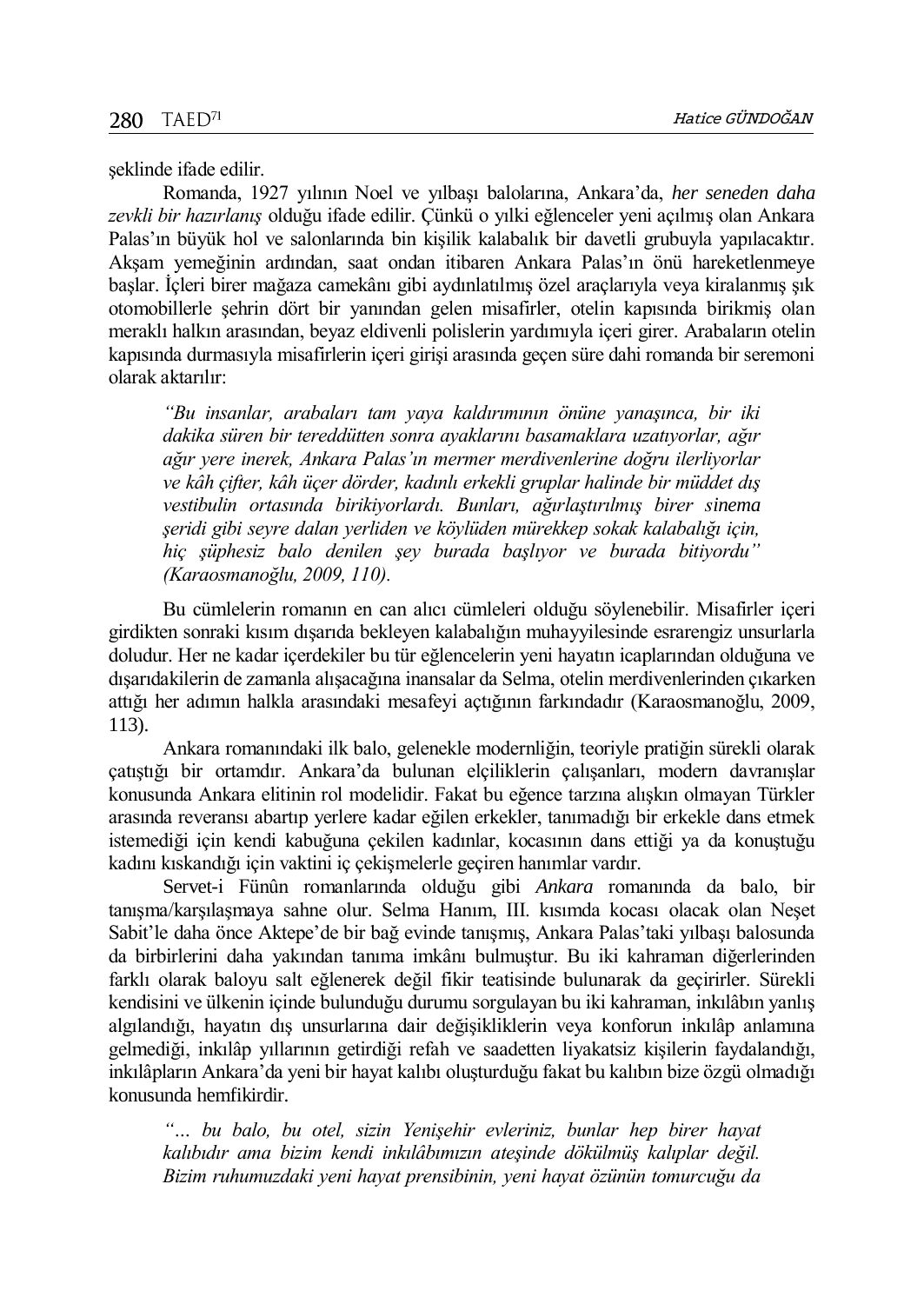şeklinde ifade edilir.

Romanda, 1927 yılının Noel ve yılbaşı balolarına, Ankara'da, *her seneden daha zevkli bir hazırlanış* olduğu ifade edilir. Çünkü o yılki eğlenceler yeni açılmış olan Ankara Palas'ın büyük hol ve salonlarında bin kişilik kalabalık bir davetli grubuyla yapılacaktır. Akşam yemeğinin ardından, saat ondan itibaren Ankara Palas'ın önü hareketlenmeye başlar. İçleri birer mağaza camekânı gibi aydınlatılmış özel araçlarıyla veya kiralanmış şık otomobillerle şehrin dört bir yanından gelen misafirler, otelin kapısında birikmiş olan meraklı halkın arasından, beyaz eldivenli polislerin yardımıyla içeri girer. Arabaların otelin kapısında durmasıyla misafirlerin içeri girişi arasında geçen süre dahi romanda bir seremoni olarak aktarılır:

> *"Bu insanlar, arabaları tam yaya kaldırımının önüne yanaşınca, bir iki dakika süren bir tereddütten sonra ayaklarını basamaklara uzatıyorlar, ağır ağır yere inerek, Ankara Palas'ın mermer merdivenlerine doğru ilerliyorlar ve kâh çifter, kâh üçer dörder, kadınlı erkekli gruplar halinde bir müddet dış vestibulin ortasında birikiyorlardı. Bunları, ağırlaştırılmış birer sinema şeridi gibi seyre dalan yerliden ve köylüden mürekkep sokak kalabalığı için, hiç şüphesiz balo denilen şey burada başlıyor ve burada bitiyordu" (Karaosmanoğlu, 2009, 110).*

Bu cümlelerin romanın en can alıcı cümleleri olduğu söylenebilir. Misafirler içeri girdikten sonraki kısım dışarıda bekleyen kalabalığın muhayyilesinde esrarengiz unsurlarla doludur. Her ne kadar içerdekiler bu tür eğlencelerin yeni hayatın icaplarından olduğuna ve dışarıdakilerin de zamanla alışacağına inansalar da Selma, otelin merdivenlerinden çıkarken attığı her adımın halkla arasındaki mesafeyi açtığının farkındadır (Karaosmanoğlu, 2009, 113).

Ankara romanındaki ilk balo, gelenekle modernliğin, teoriyle pratiğin sürekli olarak çatıştığı bir ortamdır. Ankara'da bulunan elçiliklerin çalışanları, modern davranışlar konusunda Ankara elitinin rol modelidir. Fakat bu eğence tarzına alışkın olmayan Türkler arasında reveransı abartıp yerlere kadar eğilen erkekler, tanımadığı bir erkekle dans etmek istemediği için kendi kabuğuna çekilen kadınlar, kocasının dans ettiği ya da konuştuğu kadını kıskandığı için vaktini iç çekişmelerle geçiren hanımlar vardır.

Servet-i Fünûn romanlarında olduğu gibi *Ankara* romanında da balo, bir tanışma/karşılaşmaya sahne olur. Selma Hanım, III. kısımda kocası olacak olan Neşet Sabit'le daha önce Aktepe'de bir bağ evinde tanışmış, Ankara Palas'taki yılbaşı balosunda da birbirlerini daha yakından tanıma imkânı bulmuştur. Bu iki kahraman diğerlerinden farklı olarak baloyu salt eğlenerek değil fikir teatisinde bulunarak da geçirirler. Sürekli kendisini ve ülkenin içinde bulunduğu durumu sorgulayan bu iki kahraman, inkılâbın yanlış algılandığı, hayatın dış unsurlarına dair değişikliklerin veya konforun inkılâp anlamına gelmediği, inkılâp yıllarının getirdiği refah ve saadetten liyakatsiz kişilerin faydalandığı, inkılâpların Ankara'da yeni bir hayat kalıbı oluşturduğu fakat bu kalıbın bize özgü olmadığı konusunda hemfikirdir.

> *"… bu balo, bu otel, sizin Yenişehir evleriniz, bunlar hep birer hayat kalıbıdır ama bizim kendi inkılâbımızın ateşinde dökülmüş kalıplar değil. Bizim ruhumuzdaki yeni hayat prensibinin, yeni hayat özünün tomurcuğu da*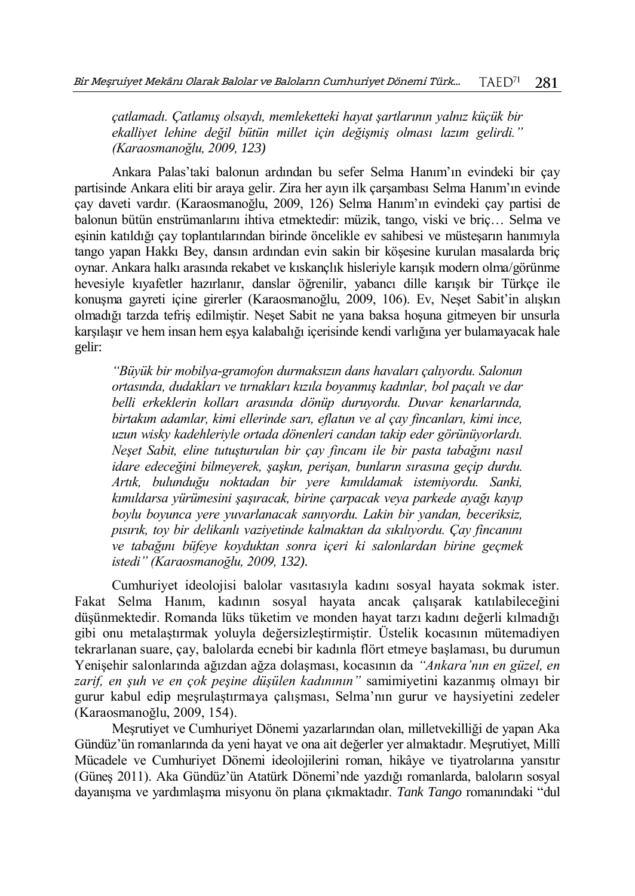*çatlamadı. Çatlamış olsaydı, memleketteki hayat şartlarının yalnız küçük bir ekalliyet lehine değil bütün millet için değişmiş olması lazım gelirdi." (Karaosmanoğlu, 2009, 123)*

Ankara Palas'taki balonun ardından bu sefer Selma Hanım'ın evindeki bir çay partisinde Ankara eliti bir araya gelir. Zira her ayın ilk çarşambası Selma Hanım'ın evinde çay daveti vardır. (Karaosmanoğlu, 2009, 126) Selma Hanım'ın evindeki çay partisi de balonun bütün enstrümanlarını ihtiva etmektedir: müzik, tango, viski ve briç… Selma ve eşinin katıldığı çay toplantılarından birinde öncelikle ev sahibesi ve müsteşarın hanımıyla tango yapan Hakkı Bey, dansın ardından evin sakin bir köşesine kurulan masalarda briç oynar. Ankara halkı arasında rekabet ve kıskançlık hisleriyle karışık modern olma/görünme hevesiyle kıyafetler hazırlanır, danslar öğrenilir, yabancı dille karışık bir Türkçe ile konuşma gayreti içine girerler (Karaosmanoğlu, 2009, 106). Ev, Neşet Sabit'in alışkın olmadığı tarzda tefriş edilmiştir. Neşet Sabit ne yana baksa hoşuna gitmeyen bir unsurla karşılaşır ve hem insan hem eşya kalabalığı içerisinde kendi varlığına yer bulamayacak hale gelir:

> *"Büyük bir mobilya-gramofon durmaksızın dans havaları çalıyordu. Salonun ortasında, dudakları ve tırnakları kızıla boyanmış kadınlar, bol paçalı ve dar belli erkeklerin kolları arasında dönüp duruyordu. Duvar kenarlarında, birtakım adamlar, kimi ellerinde sarı, eflatun ve al çay fincanları, kimi ince, uzun wisky kadehleriyle ortada dönenleri candan takip eder görünüyorlardı. Neşet Sabit, eline tutuşturulan bir çay fincanı ile bir pasta tabağını nasıl idare edeceğini bilmeyerek, şaşkın, perişan, bunların sırasına geçip durdu. Artık, bulunduğu noktadan bir yere kımıldamak istemiyordu. Sanki, kımıldarsa yürümesini şaşıracak, birine çarpacak veya parkede ayağı kayıp boylu boyunca yere yuvarlanacak sanıyordu. Lakin bir yandan, beceriksiz, pısırık, toy bir delikanlı vaziyetinde kalmaktan da sıkılıyordu. Çay fincanını ve tabağını büfeye koyduktan sonra içeri ki salonlardan birine geçmek istedi" (Karaosmanoğlu, 2009, 132).*

Cumhuriyet ideolojisi balolar vasıtasıyla kadını sosyal hayata sokmak ister. Fakat Selma Hanım, kadının sosyal hayata ancak çalışarak katılabileceğini düşünmektedir. Romanda lüks tüketim ve monden hayat tarzı kadını değerli kılmadığı gibi onu metalaştırmak yoluyla değersizleştirmiştir. Üstelik kocasının mütemadiyen tekrarlanan suare, çay, balolarda ecnebi bir kadınla flört etmeye başlaması, bu durumun Yenişehir salonlarında ağızdan ağza dolaşması, kocasının da *"Ankara'nın en güzel, en zarif, en şuh ve en çok peşine düşülen kadınının"* samimiyetini kazanmış olmayı bir gurur kabul edip meşrulaştırmaya çalışması, Selma'nın gurur ve haysiyetini zedeler (Karaosmanoğlu, 2009, 154).

Meşrutiyet ve Cumhuriyet Dönemi yazarlarından olan, milletvekilliği de yapan Aka Gündüz'ün romanlarında da yeni hayat ve ona ait değerler yer almaktadır. Meşrutiyet, Millî Mücadele ve Cumhuriyet Dönemi ideolojilerini roman, hikâye ve tiyatrolarına yansıtır (Güneş 2011). Aka Gündüz'ün Atatürk Dönemi'nde yazdığı romanlarda, baloların sosyal dayanışma ve yardımlaşma misyonu ön plana çıkmaktadır. *Tank Tango* romanındaki "dul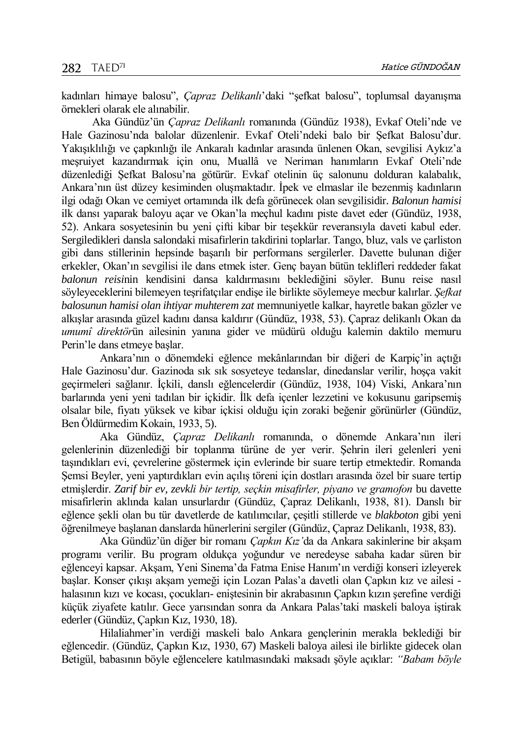kadınları himaye balosu", *Çapraz Delikanlı*'daki "şefkat balosu", toplumsal dayanışma örnekleri olarak ele alınabilir.

Aka Gündüz'ün *Çapraz Delikanlı* romanında (Gündüz 1938), Evkaf Oteli'nde ve Hale Gazinosu'nda balolar düzenlenir. Evkaf Oteli'ndeki balo bir Şefkat Balosu'dur. Yakışıklılığı ve çapkınlığı ile Ankaralı kadınlar arasında ünlenen Okan, sevgilisi Aykız'a meşruiyet kazandırmak için onu, Muallâ ve Neriman hanımların Evkaf Oteli'nde düzenlediği Şefkat Balosu'na götürür. Evkaf otelinin üç salonunu dolduran kalabalık, Ankara'nın üst düzey kesiminden oluşmaktadır. İpek ve elmaslar ile bezenmiş kadınların ilgi odağı Okan ve cemiyet ortamında ilk defa görünecek olan sevgilisidir. *Balonun hamisi* ilk dansı yaparak baloyu açar ve Okan'la meçhul kadını piste davet eder (Gündüz, 1938, 52). Ankara sosyetesinin bu yeni çifti kibar bir teşekkür reveransıyla daveti kabul eder. Sergiledikleri dansla salondaki misafirlerin takdirini toplarlar. Tango, bluz, vals ve çarliston gibi dans stillerinin hepsinde başarılı bir performans sergilerler. Davette bulunan diğer erkekler, Okan'ın sevgilisi ile dans etmek ister. Genç bayan bütün teklifleri reddeder fakat *balonun reisi*nin kendisini dansa kaldırmasını beklediğini söyler. Bunu reise nasıl söyleyeceklerini bilemeyen teşrifatçılar endişe ile birlikte söylemeye mecbur kalırlar. *Şefkat balosunun hamisi olan ihtiyar muhterem zat* memnuniyetle kalkar, hayretle bakan gözler ve alkışlar arasında güzel kadını dansa kaldırır (Gündüz, 1938, 53). Çapraz delikanlı Okan da *umumî direktör*ün ailesinin yanına gider ve müdürü olduğu kalemin daktilo memuru Perin'le dans etmeye başlar.

Ankara'nın o dönemdeki eğlence mekânlarından bir diğeri de Karpiç'in açtığı Hale Gazinosu'dur. Gazinoda sık sık sosyeteye tedanslar, dinedanslar verilir, hoşça vakit geçirmeleri sağlanır. İçkili, danslı eğlencelerdir (Gündüz, 1938, 104) Viski, Ankara'nın barlarında yeni yeni tadılan bir içkidir. İlk defa içenler lezzetini ve kokusunu garipsemiş olsalar bile, fiyatı yüksek ve kibar içkisi olduğu için zoraki beğenir görünürler (Gündüz, Ben Öldürmedim Kokain, 1933, 5).

Aka Gündüz, *Çapraz Delikanlı* romanında, o dönemde Ankara'nın ileri gelenlerinin düzenlediği bir toplanma türüne de yer verir. Şehrin ileri gelenleri yeni taşındıkları evi, çevrelerine göstermek için evlerinde bir suare tertip etmektedir. Romanda Şemsi Beyler, yeni yaptırdıkları evin açılış töreni için dostları arasında özel bir suare tertip etmişlerdir. *Zarif bir ev, zevkli bir tertip, seçkin misafirler, piyano ve gramofon* bu davette misafirlerin aklında kalan unsurlardır (Gündüz, Çapraz Delikanlı, 1938, 81). Danslı bir eğlence şekli olan bu tür davetlerde de katılımcılar, çeşitli stillerde ve *blakboton* gibi yeni öğrenilmeye başlanan danslarda hünerlerini sergiler (Gündüz, Çapraz Delikanlı, 1938, 83).

Aka Gündüz'ün diğer bir romanı *Çapkın Kız*'da da Ankara sakinlerine bir akşam programı verilir. Bu program oldukça yoğundur ve neredeyse sabaha kadar süren bir eğlenceyi kapsar. Akşam, Yeni Sinema'da Fatma Enise Hanım'ın verdiği konseri izleyerek başlar. Konser çıkışı akşam yemeği için Lozan Palas'a davetli olan Çapkın kız ve ailesi - halasının kızı ve kocası, çocukları- eniştesinin bir akrabasının Çapkın kızın şerefine verdiği küçük ziyafete katılır. Gece yarısından sonra da Ankara Palas'taki maskeli baloya iştirak ederler (Gündüz, Çapkın Kız, 1930, 18).

Hilaliahmer'in verdiği maskeli balo Ankara gençlerinin merakla beklediği bir eğlencedir. (Gündüz, Çapkın Kız, 1930, 67) Maskeli baloya ailesi ile birlikte gidecek olan Betigül, babasının böyle eğlencelere katılmasındaki maksadı şöyle açıklar: *"Babam böyle*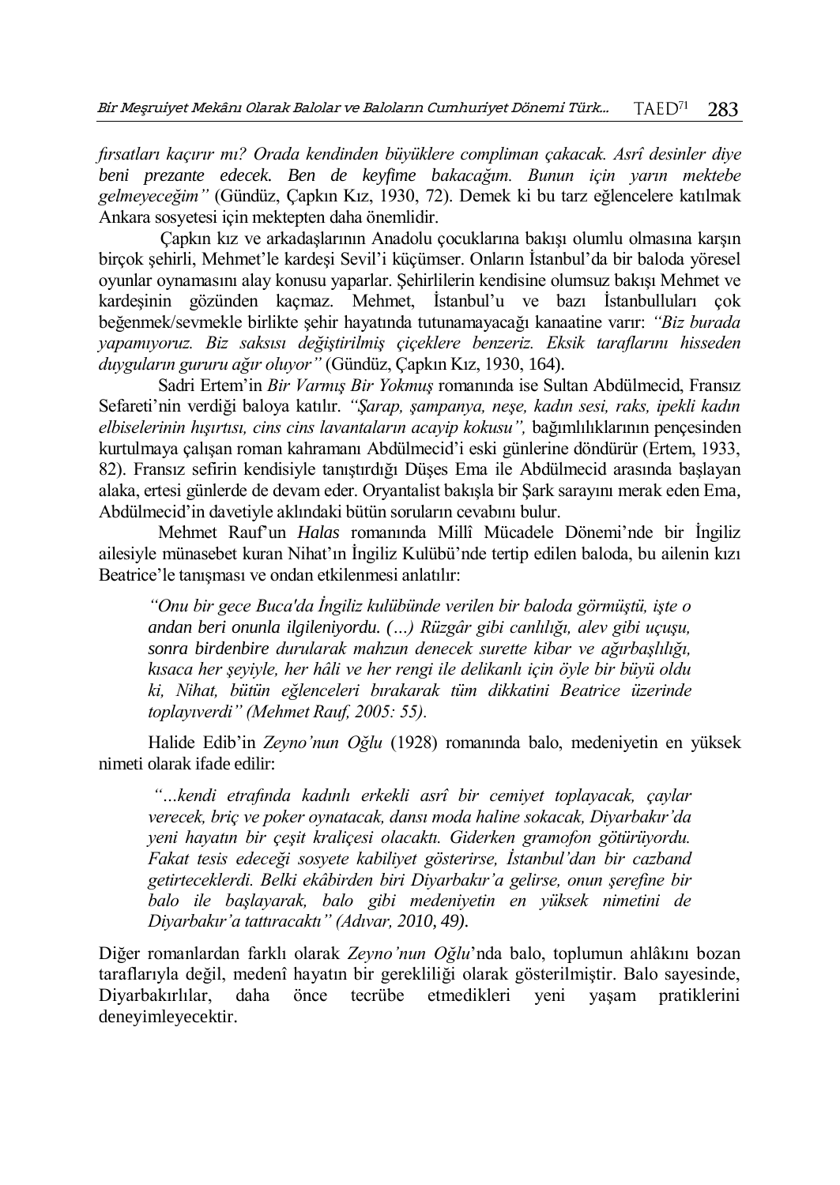*fırsatları kaçırır mı? Orada kendinden büyüklere compliman çakacak. Asrî desinler diye beni prezante edecek. Ben de keyfime bakacağım. Bunun için yarın mektebe gelmeyeceğim"* (Gündüz, Çapkın Kız, 1930, 72). Demek ki bu tarz eğlencelere katılmak Ankara sosyetesi için mektepten daha önemlidir.

Çapkın kız ve arkadaşlarının Anadolu çocuklarına bakışı olumlu olmasına karşın birçok şehirli, Mehmet'le kardeşi Sevil'i küçümser. Onların İstanbul'da bir baloda yöresel oyunlar oynamasını alay konusu yaparlar. Şehirlilerin kendisine olumsuz bakışı Mehmet ve kardeşinin gözünden kaçmaz. Mehmet, İstanbul'u ve bazı İstanbulluları çok beğenmek/sevmekle birlikte şehir hayatında tutunamayacağı kanaatine varır: *"Biz burada yapamıyoruz. Biz saksısı değiştirilmiş çiçeklere benzeriz. Eksik taraflarını hisseden duyguların gururu ağır oluyor"* (Gündüz, Çapkın Kız, 1930, 164).

Sadri Ertem'in *Bir Varmış Bir Yokmuş* romanında ise Sultan Abdülmecid, Fransız Sefareti'nin verdiği baloya katılır. *"Şarap, şampanya, neşe, kadın sesi, raks, ipekli kadın elbiselerinin hışırtısı, cins cins lavantaların acayip kokusu",* bağımlılıklarının pençesinden kurtulmaya çalışan roman kahramanı Abdülmecid'i eski günlerine döndürür (Ertem, 1933, 82). Fransız sefirin kendisiyle tanıştırdığı Düşes Ema ile Abdülmecid arasında başlayan alaka, ertesi günlerde de devam eder. Oryantalist bakışla bir Şark sarayını merak eden Ema, Abdülmecid'in davetiyle aklındaki bütün soruların cevabını bulur.

Mehmet Rauf'un *Halas* romanında Millî Mücadele Dönemi'nde bir İngiliz ailesiyle münasebet kuran Nihat'ın İngiliz Kulübü'nde tertip edilen baloda, bu ailenin kızı Beatrice'le tanışması ve ondan etkilenmesi anlatılır:

> *"Onu bir gece Buca'da İngiliz kulübünde verilen bir baloda görmüştü, işte o andan beri onunla ilgileniyordu. (…) Rüzgâr gibi canlılığı, alev gibi uçuşu, sonra birdenbire durularak mahzun denecek surette kibar ve ağırbaşlılığı, kısaca her şeyiyle, her hâli ve her rengi ile delikanlı için öyle bir büyü oldu ki, Nihat, bütün eğlenceleri bırakarak tüm dikkatini Beatrice üzerinde toplayıverdi" (Mehmet Rauf, 2005: 55).*

Halide Edib'in *Zeyno'nun Oğlu* (1928) romanında balo, medeniyetin en yüksek nimeti olarak ifade edilir:

> *"…kendi etrafında kadınlı erkekli asrî bir cemiyet toplayacak, çaylar verecek, briç ve poker oynatacak, dansı moda haline sokacak, Diyarbakır'da yeni hayatın bir çeşit kraliçesi olacaktı. Giderken gramofon götürüyordu. Fakat tesis edeceği sosyete kabiliyet gösterirse, İstanbul'dan bir cazband getirteceklerdi. Belki ekâbirden biri Diyarbakır'a gelirse, onun şerefine bir balo ile başlayarak, balo gibi medeniyetin en yüksek nimetini de Diyarbakır'a tattıracaktı" (Adıvar, 2010, 49).*

Diğer romanlardan farklı olarak *Zeyno'nun Oğlu*'nda balo, toplumun ahlâkını bozan taraflarıyla değil, medenî hayatın bir gerekliliği olarak gösterilmiştir. Balo sayesinde, Diyarbakırlılar, daha önce tecrübe etmedikleri yeni yaşam pratiklerini deneyimleyecektir.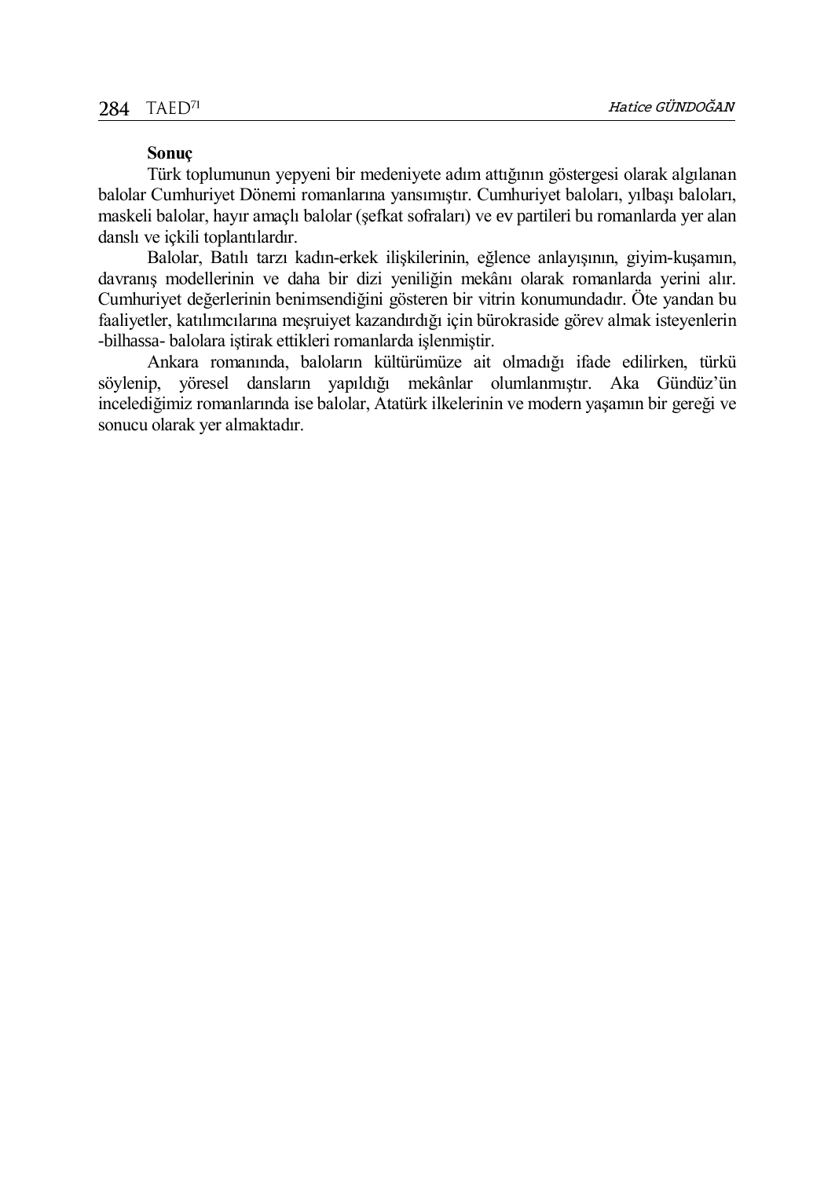## Sonuç

Türk toplumunun yepyeni bir medeniyete adım attığının göstergesi olarak algılanan balolar Cumhuriyet Dönemi romanlarına yansımıştır. Cumhuriyet baloları, yılbaşı baloları, maskeli balolar, hayır amaçlı balolar (şefkat sofraları) ve ev partileri bu romanlarda yer alan danslı ve içkili toplantılardır.

Balolar, Batılı tarzı kadın-erkek ilişkilerinin, eğlence anlayışının, giyim-kuşamın, davranış modellerinin ve daha bir dizi yeniliğin mekânı olarak romanlarda yerini alır. Cumhuriyet değerlerinin benimsendiğini gösteren bir vitrin konumundadır. Öte yandan bu faaliyetler, katılımcılarına meşruiyet kazandırdığı için bürokraside görev almak isteyenlerin -bilhassa- balolara iştirak ettikleri romanlarda işlenmiştir.

Ankara romanında, baloların kültürümüze ait olmadığı ifade edilirken, türkü söylenip, yöresel dansların yapıldığı mekânlar olumlanmıştır. Aka Gündüz'ün incelediğimiz romanlarında ise balolar, Atatürk ilkelerinin ve modern yaşamın bir gereği ve sonucu olarak yer almaktadır.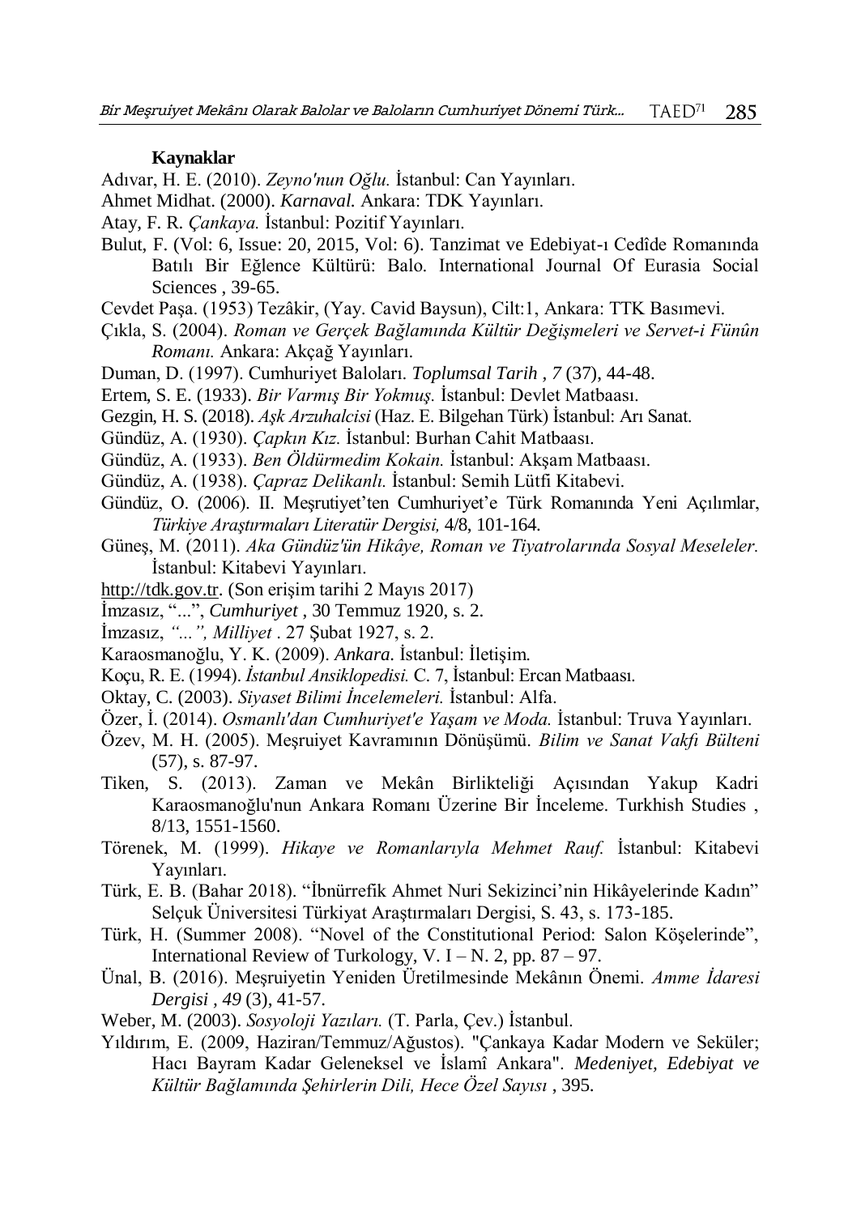**Kaynaklar**

Adıvar, H. E. (2010). *Zeyno'nun Oğlu.* İstanbul: Can Yayınları.

Ahmet Midhat. (2000). *Karnaval.* Ankara: TDK Yayınları.

Atay, F. R. *Çankaya.* İstanbul: Pozitif Yayınları.

Bulut, F. (Vol: 6, Issue: 20, 2015, Vol: 6). Tanzimat ve Edebiyat-ı Cedîde Romanında Batılı Bir Eğlence Kültürü: Balo. International Journal Of Eurasia Social Sciences , 39-65.

Cevdet Paşa. (1953) Tezâkir, (Yay. Cavid Baysun), Cilt:1, Ankara: TTK Basımevi.

Çıkla, S. (2004). *Roman ve Gerçek Bağlamında Kültür Değişmeleri ve Servet-i Fünûn Romanı.* Ankara: Akçağ Yayınları.

Duman, D. (1997). Cumhuriyet Baloları. *Toplumsal Tarih , 7* (37), 44-48.

Ertem, S. E. (1933). *Bir Varmış Bir Yokmuş.* İstanbul: Devlet Matbaası.

Gezgin, H. S. (2018). *Aşk Arzuhalcisi* (Haz. E. Bilgehan Türk) İstanbul: Arı Sanat.

Gündüz, A. (1930). *Çapkın Kız.* İstanbul: Burhan Cahit Matbaası.

Gündüz, A. (1933). *Ben Öldürmedim Kokain.* İstanbul: Akşam Matbaası.

Gündüz, A. (1938). *Çapraz Delikanlı.* İstanbul: Semih Lütfi Kitabevi.

Gündüz, O. (2006). II. Meşrutiyet'ten Cumhuriyet'e Türk Romanında Yeni Açılımlar, *Türkiye Araştırmaları Literatür Dergisi,* 4/8, 101-164.

Güneş, M. (2011). *Aka Gündüz'ün Hikâye, Roman ve Tiyatrolarında Sosyal Meseleler.* İstanbul: Kitabevi Yayınları.

http://tdk.gov.tr. (Son erişim tarihi 2 Mayıs 2017)

İmzasız, "...", *Cumhuriyet* , 30 Temmuz 1920, s. 2.

İmzasız, *"...", Milliyet* . 27 Şubat 1927, s. 2.

Karaosmanoğlu, Y. K. (2009). *Ankara.* İstanbul: İletişim.

Koçu, R. E. (1994). *İstanbul Ansiklopedisi.* C. 7, İstanbul: Ercan Matbaası.

Oktay, C. (2003). *Siyaset Bilimi İncelemeleri.* İstanbul: Alfa.

Özer, İ. (2014). *Osmanlı'dan Cumhuriyet'e Yaşam ve Moda.* İstanbul: Truva Yayınları.

Özev, M. H. (2005). Meşruiyet Kavramının Dönüşümü. *Bilim ve Sanat Vakfı Bülteni* (57), s. 87-97.

Tiken, S. (2013). Zaman ve Mekân Birlikteliği Açısından Yakup Kadri Karaosmanoğlu'nun Ankara Romanı Üzerine Bir İnceleme. Turkhish Studies , 8/13, 1551-1560.

Törenek, M. (1999). *Hikaye ve Romanlarıyla Mehmet Rauf.* İstanbul: Kitabevi Yayınları.

Türk, E. B. (Bahar 2018). "İbnürrefik Ahmet Nuri Sekizinci'nin Hikâyelerinde Kadın" Selçuk Üniversitesi Türkiyat Araştırmaları Dergisi, S. 43, s. 173-185.

Türk, H. (Summer 2008). "Novel of the Constitutional Period: Salon Köşelerinde", International Review of Turkology, V. I – N. 2, pp. 87 – 97.

Ünal, B. (2016). Meşruiyetin Yeniden Üretilmesinde Mekânın Önemi. *Amme İdaresi Dergisi , 49* (3), 41-57.

Weber, M. (2003). *Sosyoloji Yazıları.* (T. Parla, Çev.) İstanbul.

Yıldırım, E. (2009, Haziran/Temmuz/Ağustos). "Çankaya Kadar Modern ve Seküler; Hacı Bayram Kadar Geleneksel ve İslamî Ankara". *Medeniyet, Edebiyat ve Kültür Bağlamında Şehirlerin Dili, Hece Özel Sayısı* , 395.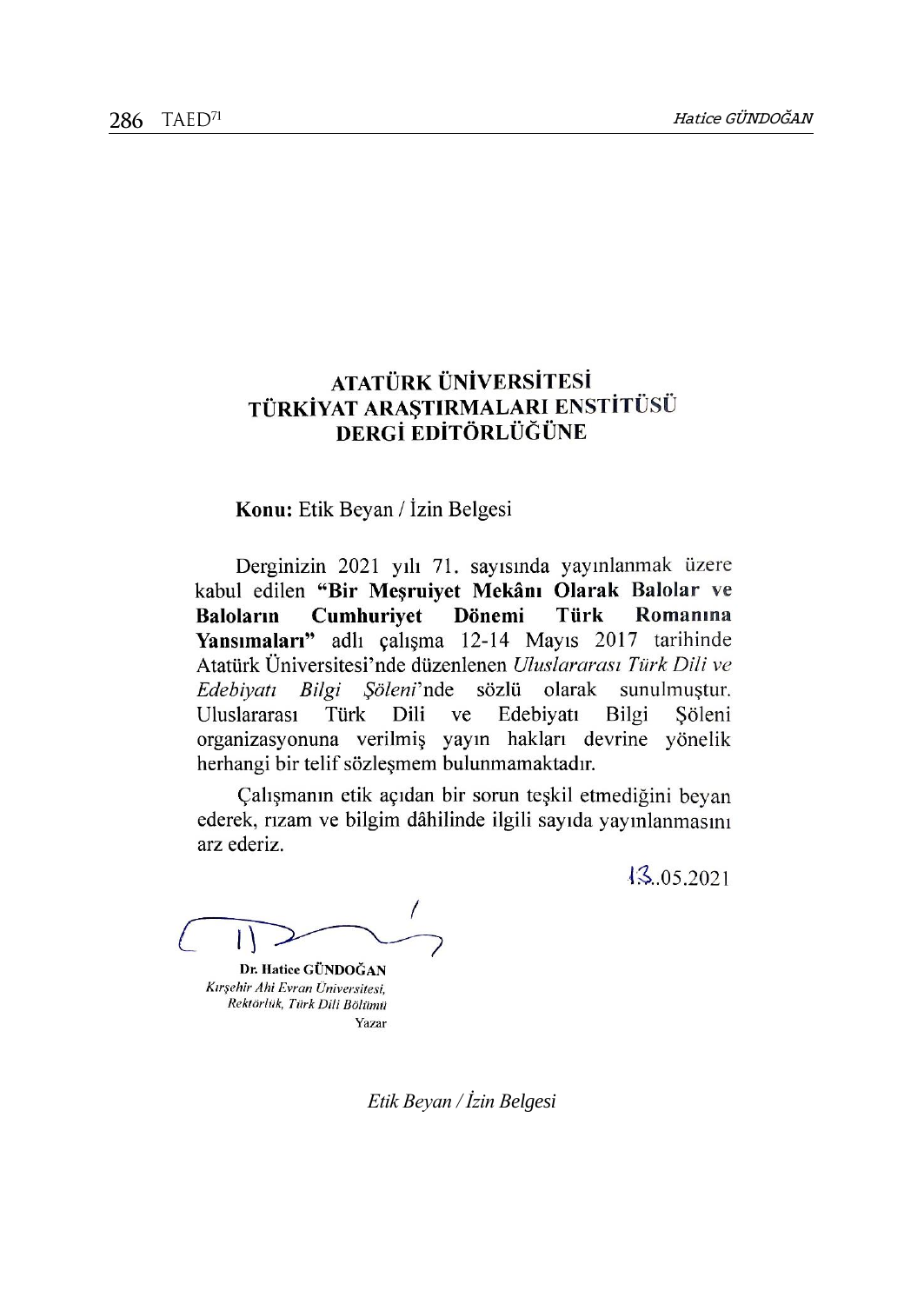**ATATÜRK ÜNİVERSİTESİ**
**TÜRKİYAT ARAŞTIRMALARI ENSTİTÜSÜ**
**DERGİ EDİTÖRLÜĞÜNE**

**Konu:** Etik Beyan / İzin Belgesi

Derginizin 2021 yılı 71. sayısında yayınlanmak üzere kabul edilen **"Bir Meşruiyet Mekânı Olarak Balolar ve Baloların Cumhuriyet Dönemi Türk Romanına Yansımaları"** adlı çalışma 12-14 Mayıs 2017 tarihinde Atatürk Üniversitesi'nde düzenlenen *Uluslararası Türk Dili ve Edebiyatı Bilgi Şöleni*'nde sözlü olarak sunulmuştur. Uluslararası Türk Dili ve Edebiyatı Bilgi Şöleni organizasyonuna verilmiş yayın hakları devrine yönelik herhangi bir telif sözleşmem bulunmamaktadır.

Çalışmanın etik açıdan bir sorun teşkil etmediğini beyan ederek, rızam ve bilgim dâhilinde ilgili sayıda yayınlanmasını arz ederiz.

13.05.2021

**Dr. Hatice GÜNDOĞAN**
*Kırşehir Ahi Evran Üniversitesi,*
*Rektörlük, Türk Dili Bölümü*
Yazar

*Etik Beyan / İzin Belgesi*